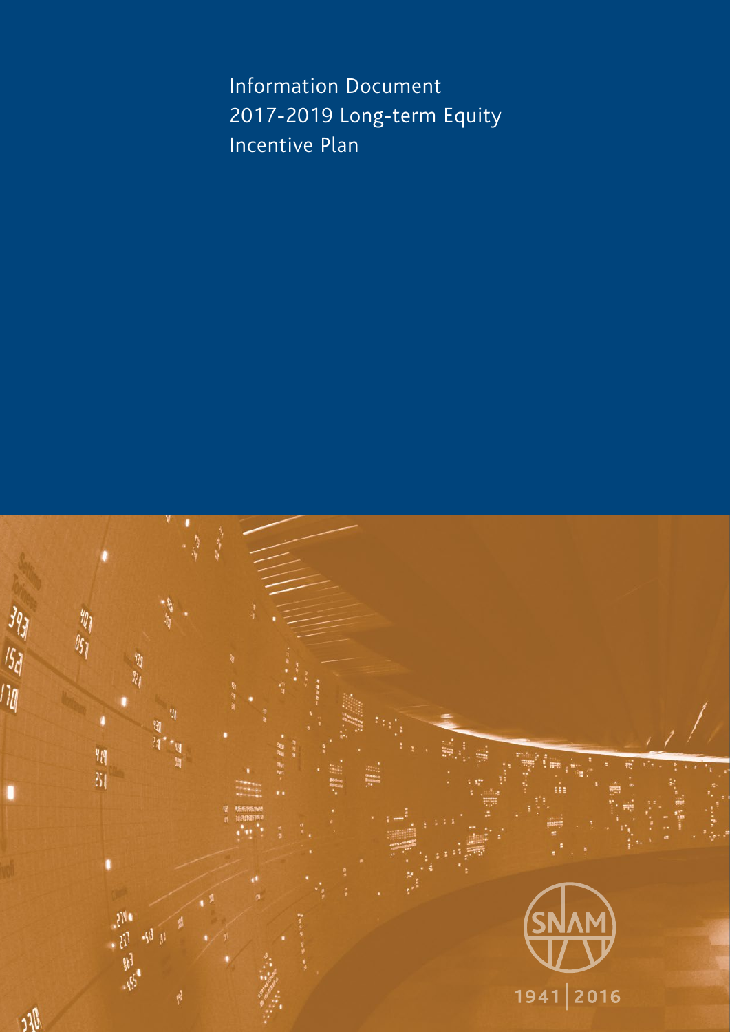# Information Document
# 2017-2019 Long-term Equity Incentive Plan

SNAM

1941 | 2016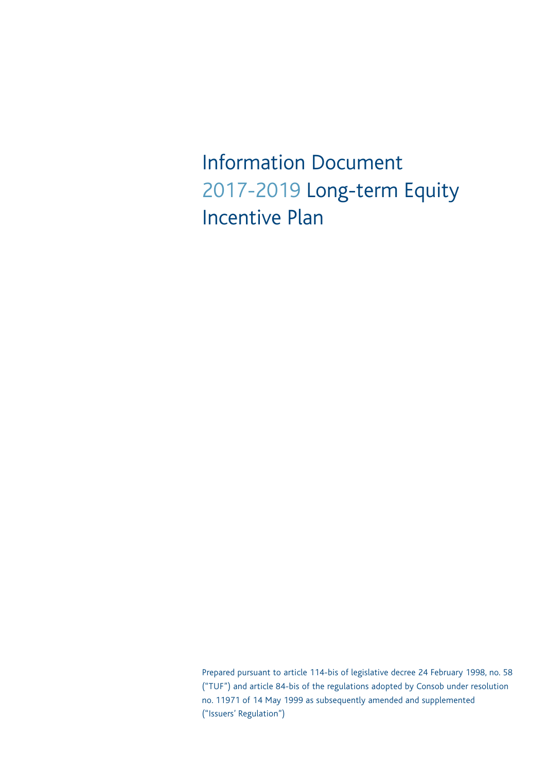# Information Document 2017-2019 Long-term Equity Incentive Plan

Prepared pursuant to article 114-bis of legislative decree 24 February 1998, no. 58 ("TUF") and article 84-bis of the regulations adopted by Consob under resolution no. 11971 of 14 May 1999 as subsequently amended and supplemented ("Issuers' Regulation")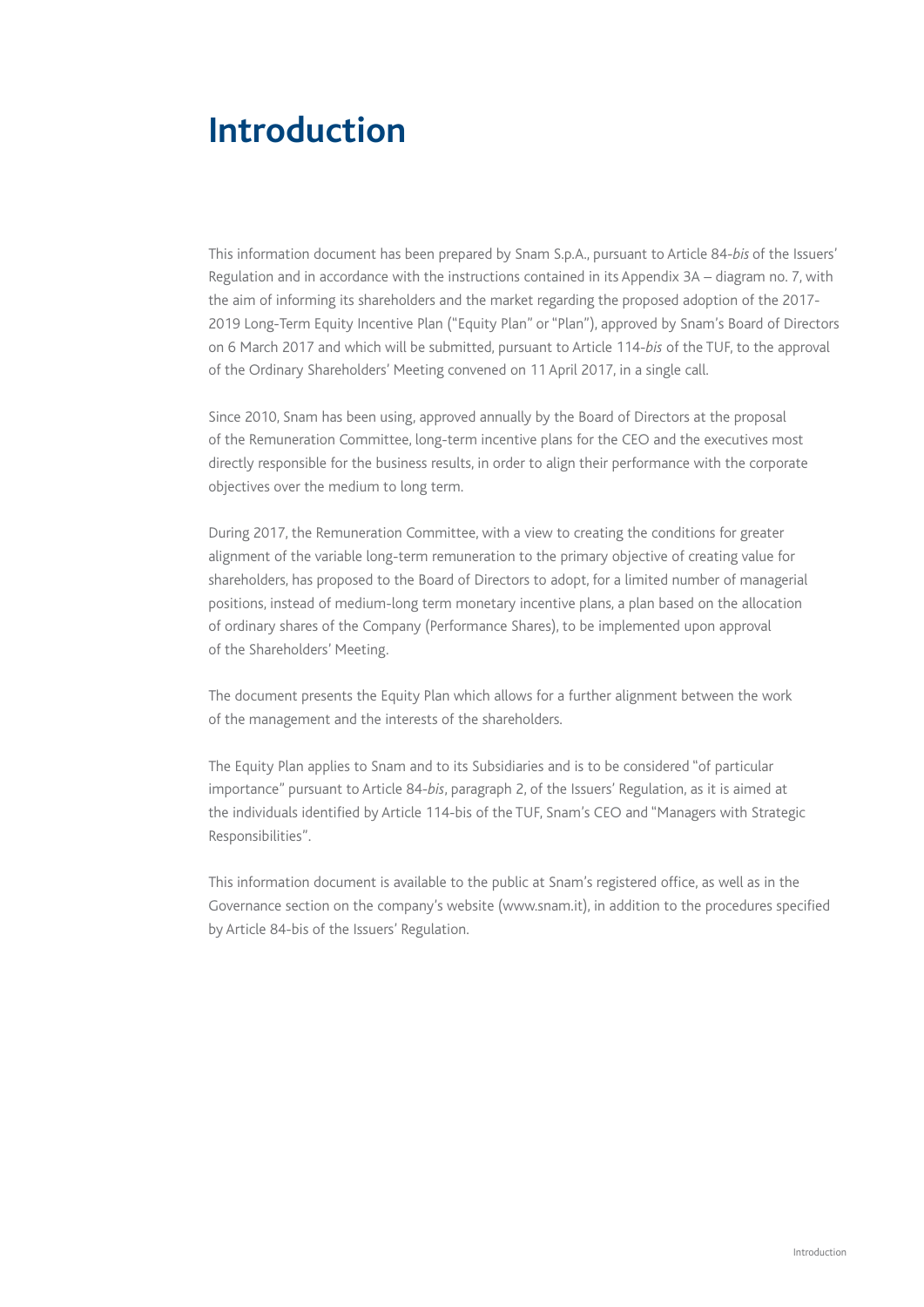# Introduction

This information document has been prepared by Snam S.p.A., pursuant to Article 84-*bis* of the Issuers' Regulation and in accordance with the instructions contained in its Appendix 3A – diagram no. 7, with the aim of informing its shareholders and the market regarding the proposed adoption of the 2017-2019 Long-Term Equity Incentive Plan ("Equity Plan" or "Plan"), approved by Snam's Board of Directors on 6 March 2017 and which will be submitted, pursuant to Article 114-*bis* of the TUF, to the approval of the Ordinary Shareholders' Meeting convened on 11 April 2017, in a single call.

Since 2010, Snam has been using, approved annually by the Board of Directors at the proposal of the Remuneration Committee, long-term incentive plans for the CEO and the executives most directly responsible for the business results, in order to align their performance with the corporate objectives over the medium to long term.

During 2017, the Remuneration Committee, with a view to creating the conditions for greater alignment of the variable long-term remuneration to the primary objective of creating value for shareholders, has proposed to the Board of Directors to adopt, for a limited number of managerial positions, instead of medium-long term monetary incentive plans, a plan based on the allocation of ordinary shares of the Company (Performance Shares), to be implemented upon approval of the Shareholders' Meeting.

The document presents the Equity Plan which allows for a further alignment between the work of the management and the interests of the shareholders.

The Equity Plan applies to Snam and to its Subsidiaries and is to be considered "of particular importance" pursuant to Article 84-*bis*, paragraph 2, of the Issuers' Regulation, as it is aimed at the individuals identified by Article 114-bis of the TUF, Snam's CEO and "Managers with Strategic Responsibilities".

This information document is available to the public at Snam's registered office, as well as in the Governance section on the company's website (www.snam.it), in addition to the procedures specified by Article 84-bis of the Issuers' Regulation.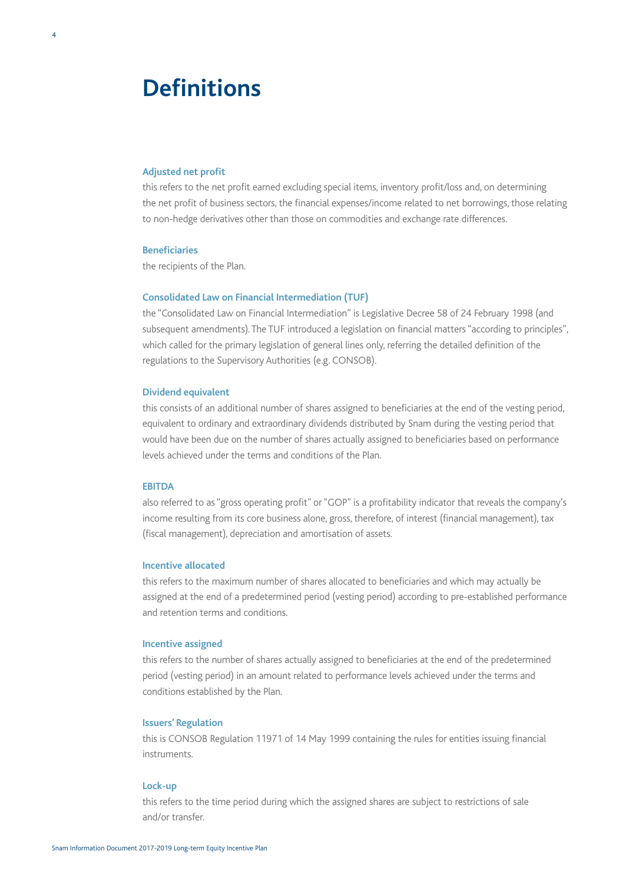# Definitions

### Adjusted net profit

this refers to the net profit earned excluding special items, inventory profit/loss and, on determining the net profit of business sectors, the financial expenses/income related to net borrowings, those relating to non-hedge derivatives other than those on commodities and exchange rate differences.

### Beneficiaries

the recipients of the Plan.

### Consolidated Law on Financial Intermediation (TUF)

the "Consolidated Law on Financial Intermediation" is Legislative Decree 58 of 24 February 1998 (and subsequent amendments). The TUF introduced a legislation on financial matters "according to principles", which called for the primary legislation of general lines only, referring the detailed definition of the regulations to the Supervisory Authorities (e.g. CONSOB).

### Dividend equivalent

this consists of an additional number of shares assigned to beneficiaries at the end of the vesting period, equivalent to ordinary and extraordinary dividends distributed by Snam during the vesting period that would have been due on the number of shares actually assigned to beneficiaries based on performance levels achieved under the terms and conditions of the Plan.

### EBITDA

also referred to as "gross operating profit" or "GOP" is a profitability indicator that reveals the company's income resulting from its core business alone, gross, therefore, of interest (financial management), tax (fiscal management), depreciation and amortisation of assets.

### Incentive allocated

this refers to the maximum number of shares allocated to beneficiaries and which may actually be assigned at the end of a predetermined period (vesting period) according to pre-established performance and retention terms and conditions.

### Incentive assigned

this refers to the number of shares actually assigned to beneficiaries at the end of the predetermined period (vesting period) in an amount related to performance levels achieved under the terms and conditions established by the Plan.

### Issuers' Regulation

this is CONSOB Regulation 11971 of 14 May 1999 containing the rules for entities issuing financial instruments.

### Lock-up

this refers to the time period during which the assigned shares are subject to restrictions of sale and/or transfer.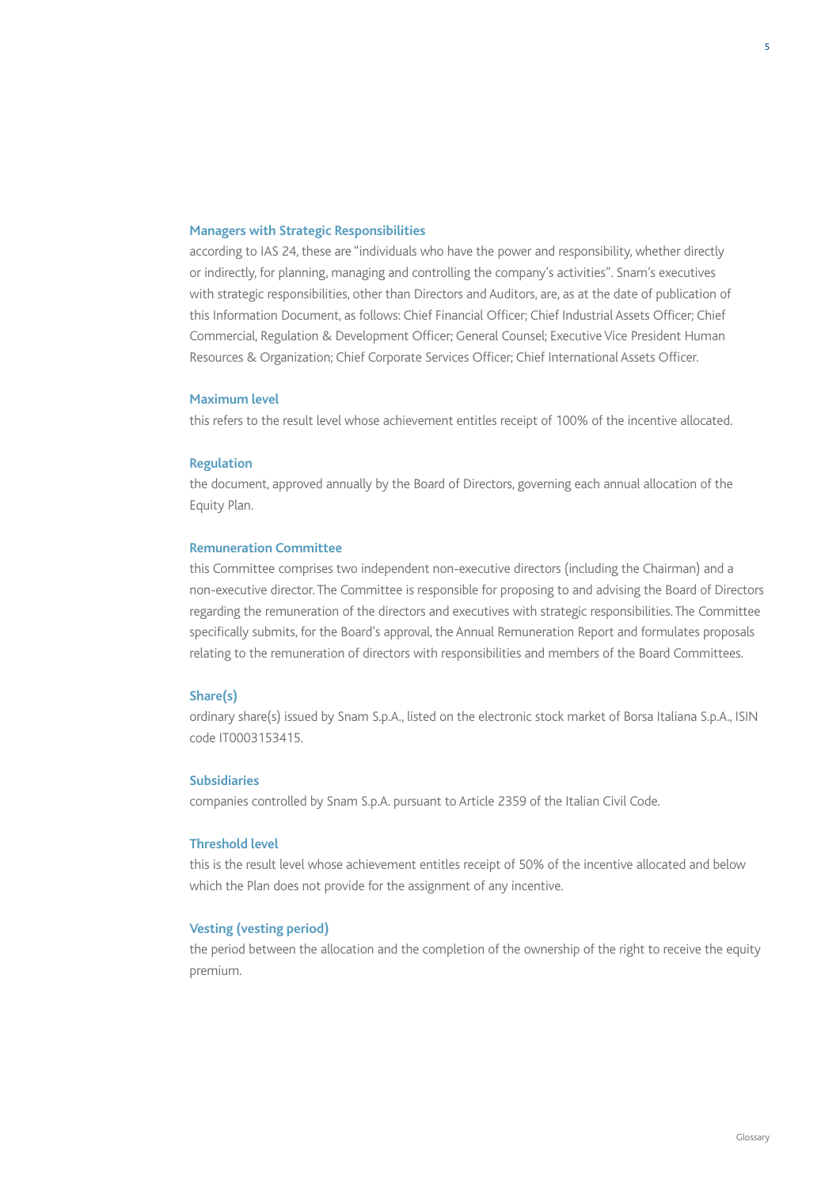### Managers with Strategic Responsibilities

according to IAS 24, these are "individuals who have the power and responsibility, whether directly or indirectly, for planning, managing and controlling the company's activities". Snam's executives with strategic responsibilities, other than Directors and Auditors, are, as at the date of publication of this Information Document, as follows: Chief Financial Officer; Chief Industrial Assets Officer; Chief Commercial, Regulation & Development Officer; General Counsel; Executive Vice President Human Resources & Organization; Chief Corporate Services Officer; Chief International Assets Officer.

### Maximum level

this refers to the result level whose achievement entitles receipt of 100% of the incentive allocated.

### Regulation

the document, approved annually by the Board of Directors, governing each annual allocation of the Equity Plan.

### Remuneration Committee

this Committee comprises two independent non-executive directors (including the Chairman) and a non-executive director. The Committee is responsible for proposing to and advising the Board of Directors regarding the remuneration of the directors and executives with strategic responsibilities. The Committee specifically submits, for the Board's approval, the Annual Remuneration Report and formulates proposals relating to the remuneration of directors with responsibilities and members of the Board Committees.

### Share(s)

ordinary share(s) issued by Snam S.p.A., listed on the electronic stock market of Borsa Italiana S.p.A., ISIN code IT0003153415.

### Subsidiaries

companies controlled by Snam S.p.A. pursuant to Article 2359 of the Italian Civil Code.

### Threshold level

this is the result level whose achievement entitles receipt of 50% of the incentive allocated and below which the Plan does not provide for the assignment of any incentive.

### Vesting (vesting period)

the period between the allocation and the completion of the ownership of the right to receive the equity premium.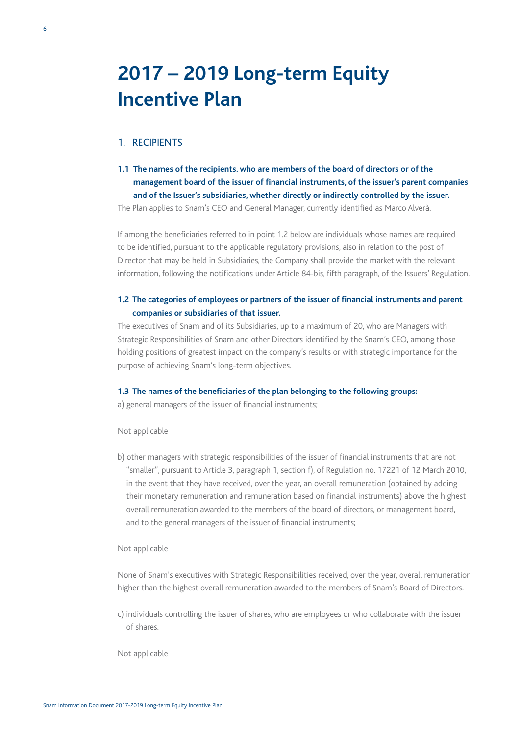# 2017 – 2019 Long-term Equity Incentive Plan

## 1. RECIPIENTS

### 1.1 The names of the recipients, who are members of the board of directors or of the management board of the issuer of financial instruments, of the issuer's parent companies and of the Issuer's subsidiaries, whether directly or indirectly controlled by the issuer.

The Plan applies to Snam's CEO and General Manager, currently identified as Marco Alverà.

If among the beneficiaries referred to in point 1.2 below are individuals whose names are required to be identified, pursuant to the applicable regulatory provisions, also in relation to the post of Director that may be held in Subsidiaries, the Company shall provide the market with the relevant information, following the notifications under Article 84-bis, fifth paragraph, of the Issuers' Regulation.

### 1.2 The categories of employees or partners of the issuer of financial instruments and parent companies or subsidiaries of that issuer.

The executives of Snam and of its Subsidiaries, up to a maximum of 20, who are Managers with Strategic Responsibilities of Snam and other Directors identified by the Snam's CEO, among those holding positions of greatest impact on the company's results or with strategic importance for the purpose of achieving Snam's long-term objectives.

### 1.3 The names of the beneficiaries of the plan belonging to the following groups:

a) general managers of the issuer of financial instruments;

Not applicable

b) other managers with strategic responsibilities of the issuer of financial instruments that are not "smaller", pursuant to Article 3, paragraph 1, section f), of Regulation no. 17221 of 12 March 2010, in the event that they have received, over the year, an overall remuneration (obtained by adding their monetary remuneration and remuneration based on financial instruments) above the highest overall remuneration awarded to the members of the board of directors, or management board, and to the general managers of the issuer of financial instruments;

Not applicable

None of Snam's executives with Strategic Responsibilities received, over the year, overall remuneration higher than the highest overall remuneration awarded to the members of Snam's Board of Directors.

c) individuals controlling the issuer of shares, who are employees or who collaborate with the issuer of shares.

Not applicable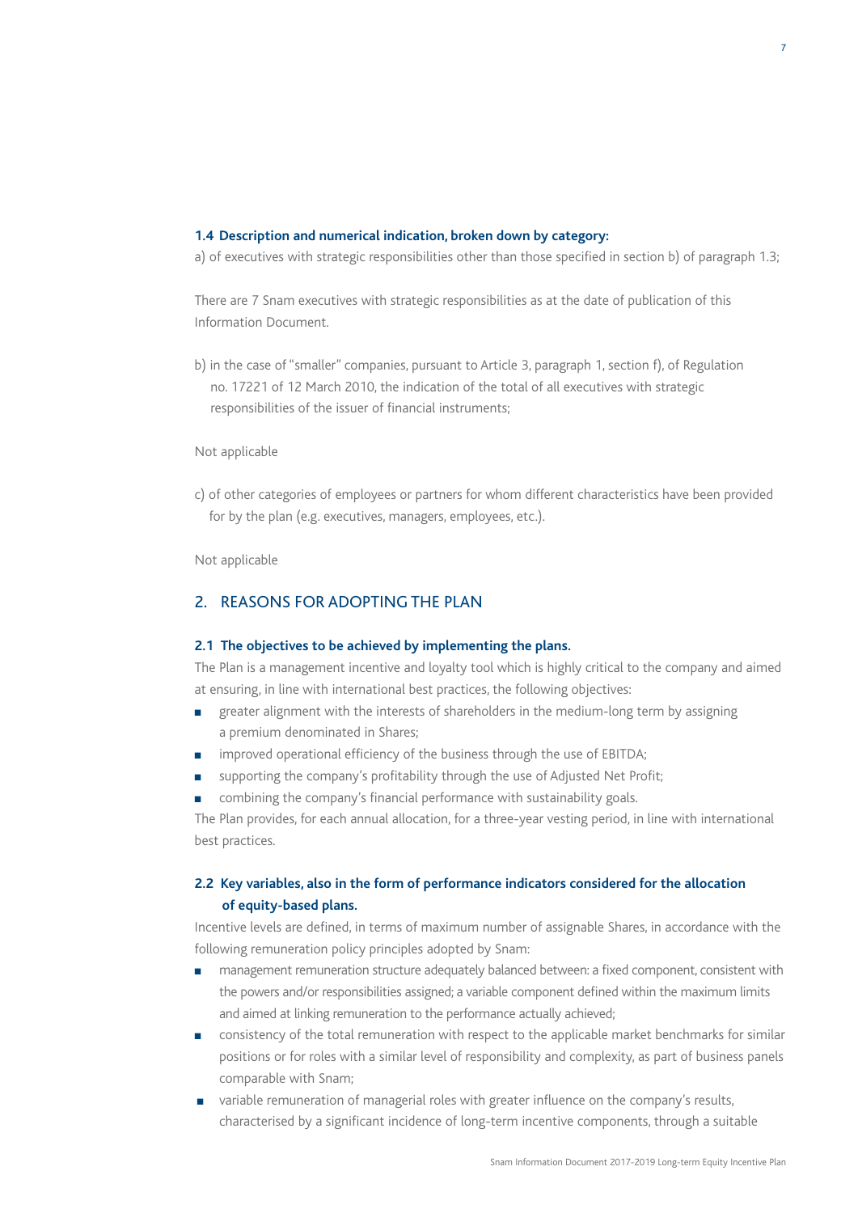#### 1.4 Description and numerical indication, broken down by category:

a) of executives with strategic responsibilities other than those specified in section b) of paragraph 1.3;

There are 7 Snam executives with strategic responsibilities as at the date of publication of this Information Document.

b) in the case of "smaller" companies, pursuant to Article 3, paragraph 1, section f), of Regulation no. 17221 of 12 March 2010, the indication of the total of all executives with strategic responsibilities of the issuer of financial instruments;

Not applicable

c) of other categories of employees or partners for whom different characteristics have been provided for by the plan (e.g. executives, managers, employees, etc.).

Not applicable

## 2. REASONS FOR ADOPTING THE PLAN

#### 2.1 The objectives to be achieved by implementing the plans.

The Plan is a management incentive and loyalty tool which is highly critical to the company and aimed at ensuring, in line with international best practices, the following objectives:

- greater alignment with the interests of shareholders in the medium-long term by assigning a premium denominated in Shares;
- improved operational efficiency of the business through the use of EBITDA;
- supporting the company's profitability through the use of Adjusted Net Profit;
- combining the company's financial performance with sustainability goals.

The Plan provides, for each annual allocation, for a three-year vesting period, in line with international best practices.

#### 2.2 Key variables, also in the form of performance indicators considered for the allocation of equity-based plans.

Incentive levels are defined, in terms of maximum number of assignable Shares, in accordance with the following remuneration policy principles adopted by Snam:

- management remuneration structure adequately balanced between: a fixed component, consistent with the powers and/or responsibilities assigned; a variable component defined within the maximum limits and aimed at linking remuneration to the performance actually achieved;
- consistency of the total remuneration with respect to the applicable market benchmarks for similar positions or for roles with a similar level of responsibility and complexity, as part of business panels comparable with Snam;
- variable remuneration of managerial roles with greater influence on the company's results, characterised by a significant incidence of long-term incentive components, through a suitable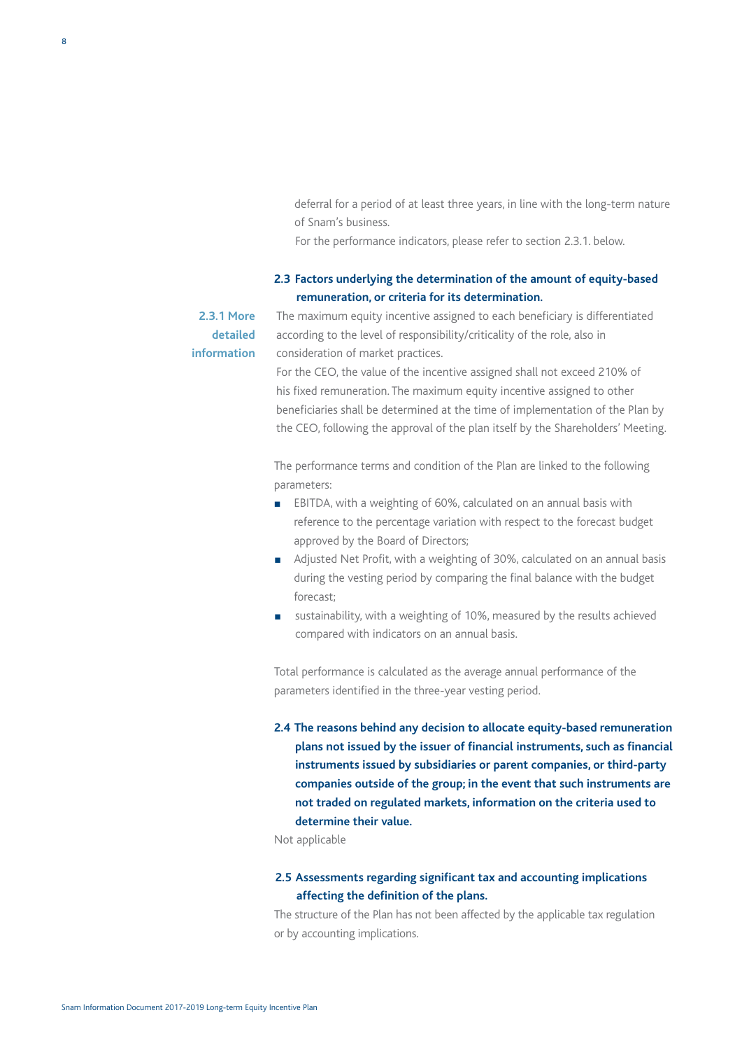deferral for a period of at least three years, in line with the long-term nature of Snam's business.

For the performance indicators, please refer to section 2.3.1. below.

### 2.3 Factors underlying the determination of the amount of equity-based remuneration, or criteria for its determination.

#### 2.3.1 More detailed information

The maximum equity incentive assigned to each beneficiary is differentiated according to the level of responsibility/criticality of the role, also in consideration of market practices.

For the CEO, the value of the incentive assigned shall not exceed 210% of his fixed remuneration. The maximum equity incentive assigned to other beneficiaries shall be determined at the time of implementation of the Plan by the CEO, following the approval of the plan itself by the Shareholders' Meeting.

The performance terms and condition of the Plan are linked to the following parameters:

- EBITDA, with a weighting of 60%, calculated on an annual basis with reference to the percentage variation with respect to the forecast budget approved by the Board of Directors;
- Adjusted Net Profit, with a weighting of 30%, calculated on an annual basis during the vesting period by comparing the final balance with the budget forecast;
- sustainability, with a weighting of 10%, measured by the results achieved compared with indicators on an annual basis.

Total performance is calculated as the average annual performance of the parameters identified in the three-year vesting period.

### 2.4 The reasons behind any decision to allocate equity-based remuneration plans not issued by the issuer of financial instruments, such as financial instruments issued by subsidiaries or parent companies, or third-party companies outside of the group; in the event that such instruments are not traded on regulated markets, information on the criteria used to determine their value.

Not applicable

### 2.5 Assessments regarding significant tax and accounting implications affecting the definition of the plans.

The structure of the Plan has not been affected by the applicable tax regulation or by accounting implications.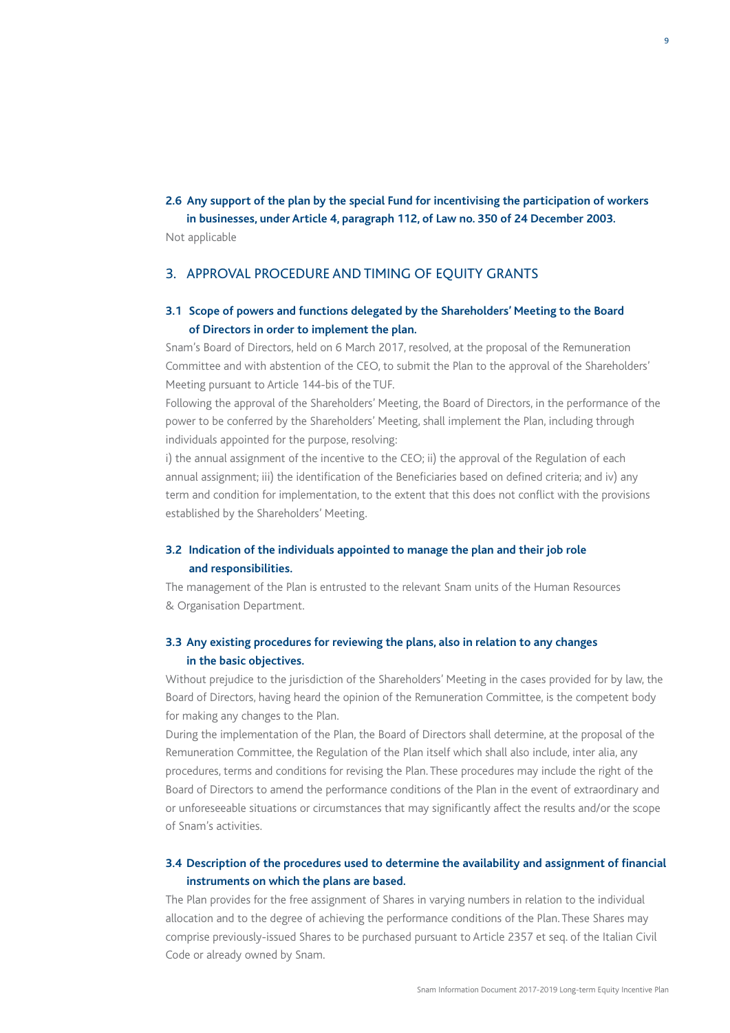### 2.6 Any support of the plan by the special Fund for incentivising the participation of workers in businesses, under Article 4, paragraph 112, of Law no. 350 of 24 December 2003.

Not applicable

## 3. APPROVAL PROCEDURE AND TIMING OF EQUITY GRANTS

### 3.1 Scope of powers and functions delegated by the Shareholders' Meeting to the Board of Directors in order to implement the plan.

Snam's Board of Directors, held on 6 March 2017, resolved, at the proposal of the Remuneration Committee and with abstention of the CEO, to submit the Plan to the approval of the Shareholders' Meeting pursuant to Article 144-bis of the TUF.

Following the approval of the Shareholders' Meeting, the Board of Directors, in the performance of the power to be conferred by the Shareholders' Meeting, shall implement the Plan, including through individuals appointed for the purpose, resolving:

i) the annual assignment of the incentive to the CEO; ii) the approval of the Regulation of each annual assignment; iii) the identification of the Beneficiaries based on defined criteria; and iv) any term and condition for implementation, to the extent that this does not conflict with the provisions established by the Shareholders' Meeting.

### 3.2 Indication of the individuals appointed to manage the plan and their job role and responsibilities.

The management of the Plan is entrusted to the relevant Snam units of the Human Resources & Organisation Department.

### 3.3 Any existing procedures for reviewing the plans, also in relation to any changes in the basic objectives.

Without prejudice to the jurisdiction of the Shareholders' Meeting in the cases provided for by law, the Board of Directors, having heard the opinion of the Remuneration Committee, is the competent body for making any changes to the Plan.

During the implementation of the Plan, the Board of Directors shall determine, at the proposal of the Remuneration Committee, the Regulation of the Plan itself which shall also include, inter alia, any procedures, terms and conditions for revising the Plan. These procedures may include the right of the Board of Directors to amend the performance conditions of the Plan in the event of extraordinary and or unforeseeable situations or circumstances that may significantly affect the results and/or the scope of Snam's activities.

### 3.4 Description of the procedures used to determine the availability and assignment of financial instruments on which the plans are based.

The Plan provides for the free assignment of Shares in varying numbers in relation to the individual allocation and to the degree of achieving the performance conditions of the Plan. These Shares may comprise previously-issued Shares to be purchased pursuant to Article 2357 et seq. of the Italian Civil Code or already owned by Snam.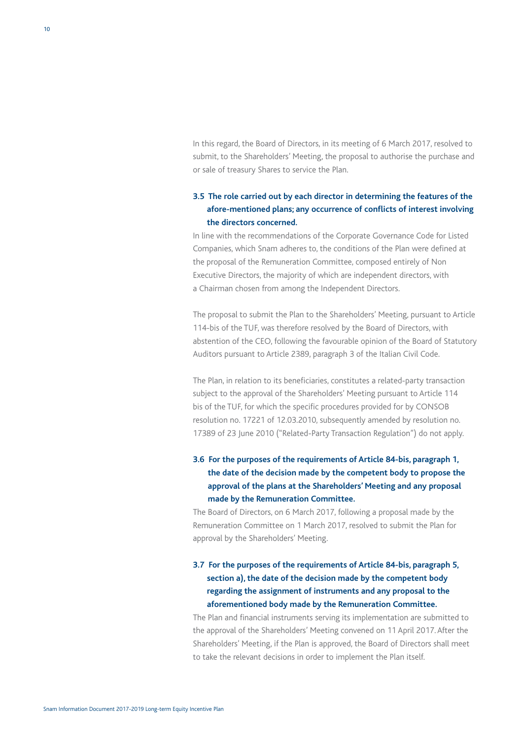In this regard, the Board of Directors, in its meeting of 6 March 2017, resolved to submit, to the Shareholders' Meeting, the proposal to authorise the purchase and or sale of treasury Shares to service the Plan.

### 3.5 The role carried out by each director in determining the features of the afore-mentioned plans; any occurrence of conflicts of interest involving the directors concerned.

In line with the recommendations of the Corporate Governance Code for Listed Companies, which Snam adheres to, the conditions of the Plan were defined at the proposal of the Remuneration Committee, composed entirely of Non Executive Directors, the majority of which are independent directors, with a Chairman chosen from among the Independent Directors.

The proposal to submit the Plan to the Shareholders' Meeting, pursuant to Article 114-bis of the TUF, was therefore resolved by the Board of Directors, with abstention of the CEO, following the favourable opinion of the Board of Statutory Auditors pursuant to Article 2389, paragraph 3 of the Italian Civil Code.

The Plan, in relation to its beneficiaries, constitutes a related-party transaction subject to the approval of the Shareholders' Meeting pursuant to Article 114 bis of the TUF, for which the specific procedures provided for by CONSOB resolution no. 17221 of 12.03.2010, subsequently amended by resolution no. 17389 of 23 June 2010 ("Related-Party Transaction Regulation") do not apply.

### 3.6 For the purposes of the requirements of Article 84-bis, paragraph 1, the date of the decision made by the competent body to propose the approval of the plans at the Shareholders' Meeting and any proposal made by the Remuneration Committee.

The Board of Directors, on 6 March 2017, following a proposal made by the Remuneration Committee on 1 March 2017, resolved to submit the Plan for approval by the Shareholders' Meeting.

### 3.7 For the purposes of the requirements of Article 84-bis, paragraph 5, section a), the date of the decision made by the competent body regarding the assignment of instruments and any proposal to the aforementioned body made by the Remuneration Committee.

The Plan and financial instruments serving its implementation are submitted to the approval of the Shareholders' Meeting convened on 11 April 2017. After the Shareholders' Meeting, if the Plan is approved, the Board of Directors shall meet to take the relevant decisions in order to implement the Plan itself.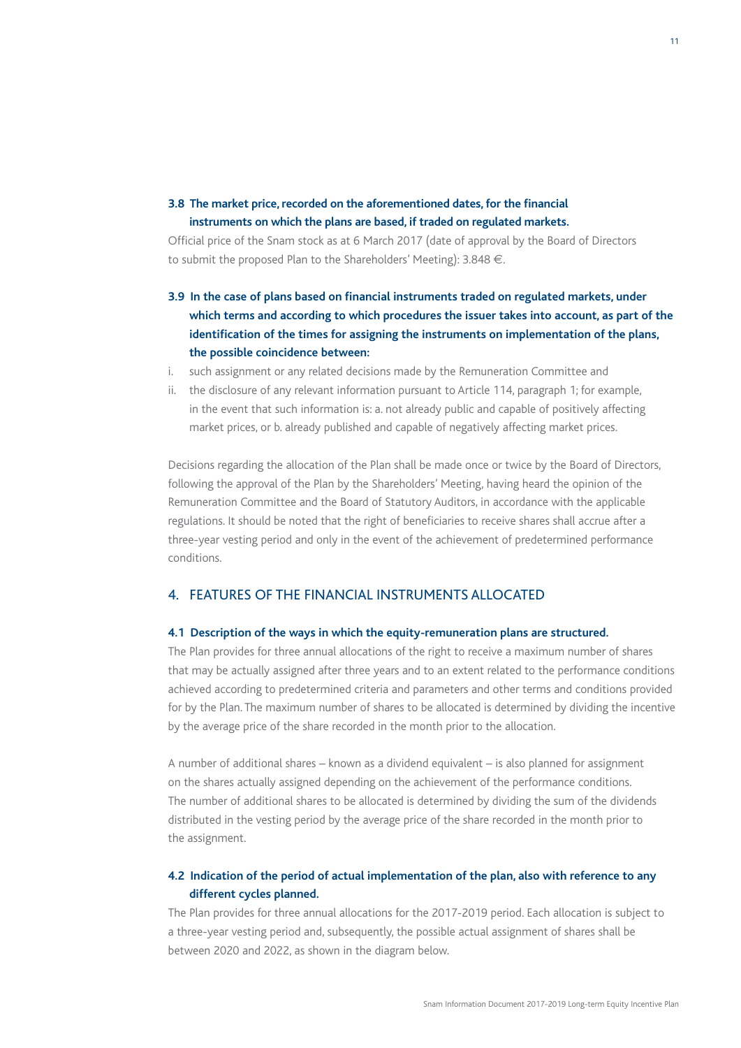### 3.8 The market price, recorded on the aforementioned dates, for the financial instruments on which the plans are based, if traded on regulated markets.

Official price of the Snam stock as at 6 March 2017 (date of approval by the Board of Directors to submit the proposed Plan to the Shareholders' Meeting): 3.848 €.

### 3.9 In the case of plans based on financial instruments traded on regulated markets, under which terms and according to which procedures the issuer takes into account, as part of the identification of the times for assigning the instruments on implementation of the plans, the possible coincidence between:

i. such assignment or any related decisions made by the Remuneration Committee and
ii. the disclosure of any relevant information pursuant to Article 114, paragraph 1; for example, in the event that such information is: a. not already public and capable of positively affecting market prices, or b. already published and capable of negatively affecting market prices.

Decisions regarding the allocation of the Plan shall be made once or twice by the Board of Directors, following the approval of the Plan by the Shareholders' Meeting, having heard the opinion of the Remuneration Committee and the Board of Statutory Auditors, in accordance with the applicable regulations. It should be noted that the right of beneficiaries to receive shares shall accrue after a three-year vesting period and only in the event of the achievement of predetermined performance conditions.

## 4. FEATURES OF THE FINANCIAL INSTRUMENTS ALLOCATED

### 4.1 Description of the ways in which the equity-remuneration plans are structured.

The Plan provides for three annual allocations of the right to receive a maximum number of shares that may be actually assigned after three years and to an extent related to the performance conditions achieved according to predetermined criteria and parameters and other terms and conditions provided for by the Plan. The maximum number of shares to be allocated is determined by dividing the incentive by the average price of the share recorded in the month prior to the allocation.

A number of additional shares – known as a dividend equivalent – is also planned for assignment on the shares actually assigned depending on the achievement of the performance conditions. The number of additional shares to be allocated is determined by dividing the sum of the dividends distributed in the vesting period by the average price of the share recorded in the month prior to the assignment.

### 4.2 Indication of the period of actual implementation of the plan, also with reference to any different cycles planned.

The Plan provides for three annual allocations for the 2017-2019 period. Each allocation is subject to a three-year vesting period and, subsequently, the possible actual assignment of shares shall be between 2020 and 2022, as shown in the diagram below.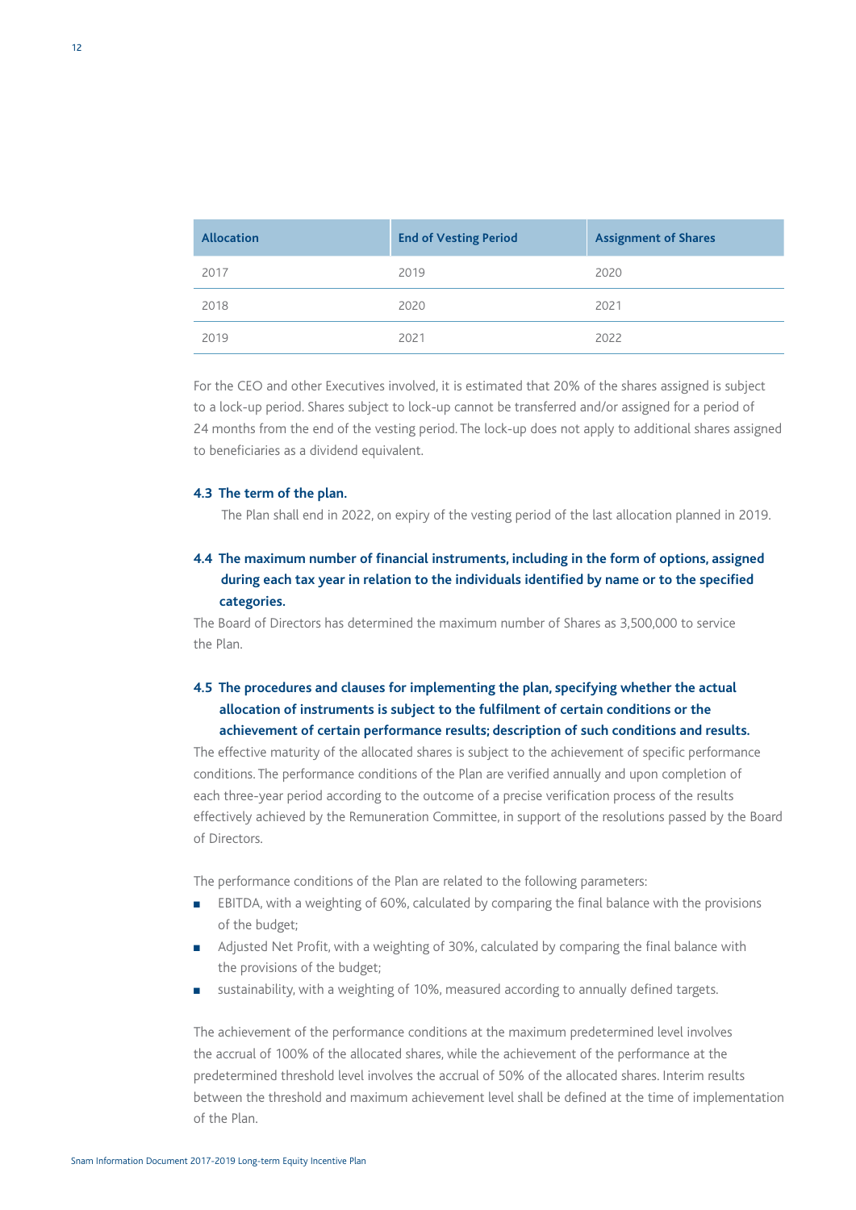| Allocation | End of Vesting Period | Assignment of Shares |
| --- | --- | --- |
| 2017 | 2019 | 2020 |
| 2018 | 2020 | 2021 |
| 2019 | 2021 | 2022 |

For the CEO and other Executives involved, it is estimated that 20% of the shares assigned is subject to a lock-up period. Shares subject to lock-up cannot be transferred and/or assigned for a period of 24 months from the end of the vesting period. The lock-up does not apply to additional shares assigned to beneficiaries as a dividend equivalent.

### 4.3 The term of the plan.

The Plan shall end in 2022, on expiry of the vesting period of the last allocation planned in 2019.

### 4.4 The maximum number of financial instruments, including in the form of options, assigned during each tax year in relation to the individuals identified by name or to the specified categories.

The Board of Directors has determined the maximum number of Shares as 3,500,000 to service the Plan.

### 4.5 The procedures and clauses for implementing the plan, specifying whether the actual allocation of instruments is subject to the fulfilment of certain conditions or the achievement of certain performance results; description of such conditions and results.

The effective maturity of the allocated shares is subject to the achievement of specific performance conditions. The performance conditions of the Plan are verified annually and upon completion of each three-year period according to the outcome of a precise verification process of the results effectively achieved by the Remuneration Committee, in support of the resolutions passed by the Board of Directors.

The performance conditions of the Plan are related to the following parameters:

- EBITDA, with a weighting of 60%, calculated by comparing the final balance with the provisions of the budget;
- Adjusted Net Profit, with a weighting of 30%, calculated by comparing the final balance with the provisions of the budget;
- sustainability, with a weighting of 10%, measured according to annually defined targets.

The achievement of the performance conditions at the maximum predetermined level involves the accrual of 100% of the allocated shares, while the achievement of the performance at the predetermined threshold level involves the accrual of 50% of the allocated shares. Interim results between the threshold and maximum achievement level shall be defined at the time of implementation of the Plan.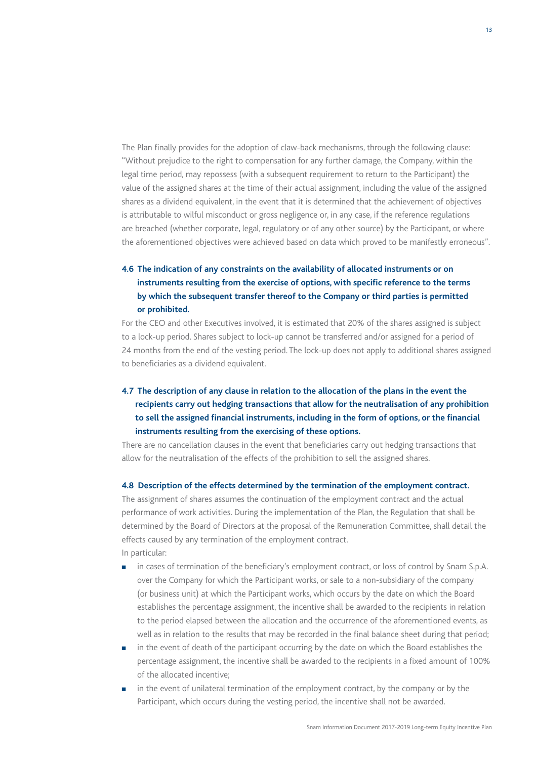The Plan finally provides for the adoption of claw-back mechanisms, through the following clause: "Without prejudice to the right to compensation for any further damage, the Company, within the legal time period, may repossess (with a subsequent requirement to return to the Participant) the value of the assigned shares at the time of their actual assignment, including the value of the assigned shares as a dividend equivalent, in the event that it is determined that the achievement of objectives is attributable to wilful misconduct or gross negligence or, in any case, if the reference regulations are breached (whether corporate, legal, regulatory or of any other source) by the Participant, or where the aforementioned objectives were achieved based on data which proved to be manifestly erroneous".

### 4.6 The indication of any constraints on the availability of allocated instruments or on instruments resulting from the exercise of options, with specific reference to the terms by which the subsequent transfer thereof to the Company or third parties is permitted or prohibited.

For the CEO and other Executives involved, it is estimated that 20% of the shares assigned is subject to a lock-up period. Shares subject to lock-up cannot be transferred and/or assigned for a period of 24 months from the end of the vesting period. The lock-up does not apply to additional shares assigned to beneficiaries as a dividend equivalent.

### 4.7 The description of any clause in relation to the allocation of the plans in the event the recipients carry out hedging transactions that allow for the neutralisation of any prohibition to sell the assigned financial instruments, including in the form of options, or the financial instruments resulting from the exercising of these options.

There are no cancellation clauses in the event that beneficiaries carry out hedging transactions that allow for the neutralisation of the effects of the prohibition to sell the assigned shares.

### 4.8 Description of the effects determined by the termination of the employment contract.

The assignment of shares assumes the continuation of the employment contract and the actual performance of work activities. During the implementation of the Plan, the Regulation that shall be determined by the Board of Directors at the proposal of the Remuneration Committee, shall detail the effects caused by any termination of the employment contract.
In particular:

- in cases of termination of the beneficiary's employment contract, or loss of control by Snam S.p.A. over the Company for which the Participant works, or sale to a non-subsidiary of the company (or business unit) at which the Participant works, which occurs by the date on which the Board establishes the percentage assignment, the incentive shall be awarded to the recipients in relation to the period elapsed between the allocation and the occurrence of the aforementioned events, as well as in relation to the results that may be recorded in the final balance sheet during that period;
- in the event of death of the participant occurring by the date on which the Board establishes the percentage assignment, the incentive shall be awarded to the recipients in a fixed amount of 100% of the allocated incentive;
- in the event of unilateral termination of the employment contract, by the company or by the Participant, which occurs during the vesting period, the incentive shall not be awarded.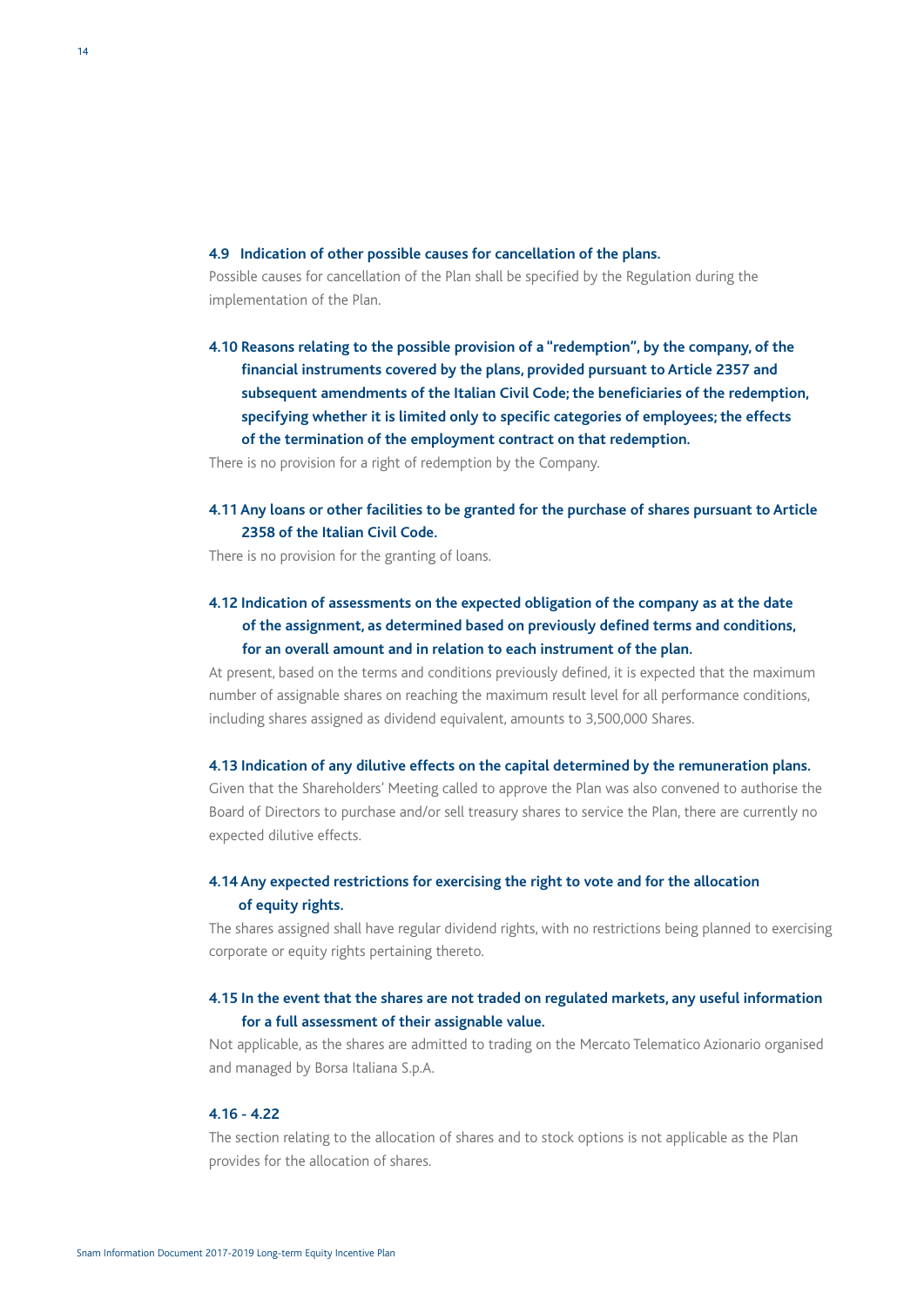#### 4.9 Indication of other possible causes for cancellation of the plans.

Possible causes for cancellation of the Plan shall be specified by the Regulation during the implementation of the Plan.

#### 4.10 Reasons relating to the possible provision of a "redemption", by the company, of the financial instruments covered by the plans, provided pursuant to Article 2357 and subsequent amendments of the Italian Civil Code; the beneficiaries of the redemption, specifying whether it is limited only to specific categories of employees; the effects of the termination of the employment contract on that redemption.

There is no provision for a right of redemption by the Company.

#### 4.11 Any loans or other facilities to be granted for the purchase of shares pursuant to Article 2358 of the Italian Civil Code.

There is no provision for the granting of loans.

#### 4.12 Indication of assessments on the expected obligation of the company as at the date of the assignment, as determined based on previously defined terms and conditions, for an overall amount and in relation to each instrument of the plan.

At present, based on the terms and conditions previously defined, it is expected that the maximum number of assignable shares on reaching the maximum result level for all performance conditions, including shares assigned as dividend equivalent, amounts to 3,500,000 Shares.

#### 4.13 Indication of any dilutive effects on the capital determined by the remuneration plans.

Given that the Shareholders' Meeting called to approve the Plan was also convened to authorise the Board of Directors to purchase and/or sell treasury shares to service the Plan, there are currently no expected dilutive effects.

#### 4.14 Any expected restrictions for exercising the right to vote and for the allocation of equity rights.

The shares assigned shall have regular dividend rights, with no restrictions being planned to exercising corporate or equity rights pertaining thereto.

#### 4.15 In the event that the shares are not traded on regulated markets, any useful information for a full assessment of their assignable value.

Not applicable, as the shares are admitted to trading on the Mercato Telematico Azionario organised and managed by Borsa Italiana S.p.A.

#### 4.16 - 4.22

The section relating to the allocation of shares and to stock options is not applicable as the Plan provides for the allocation of shares.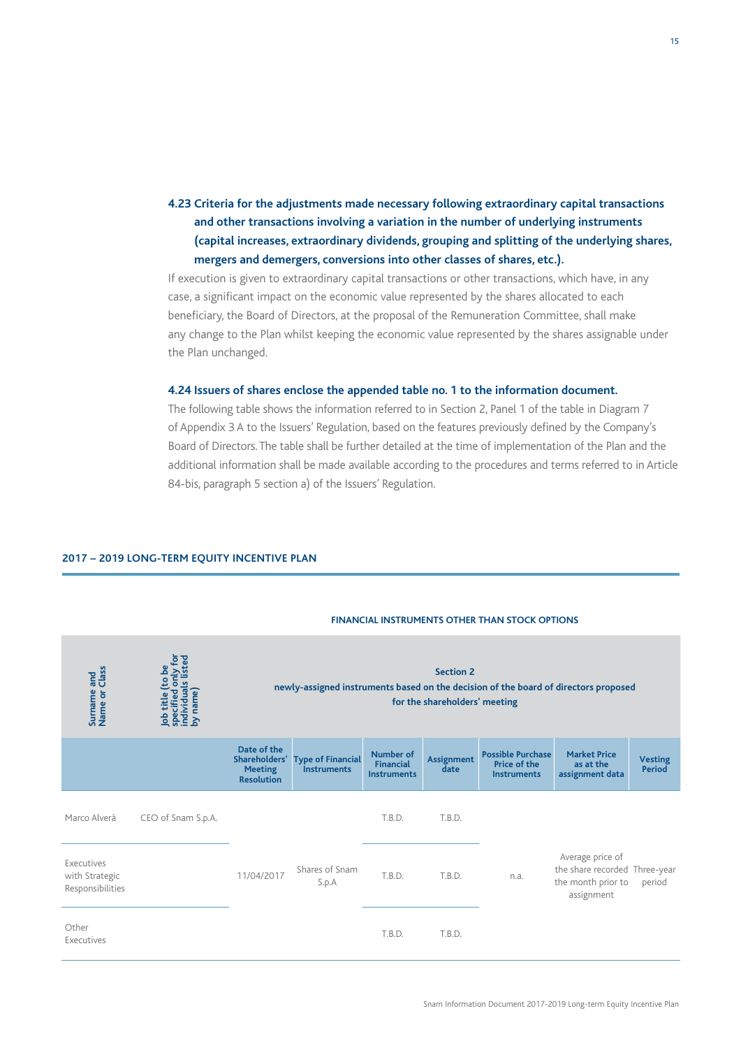#### 4.23 Criteria for the adjustments made necessary following extraordinary capital transactions and other transactions involving a variation in the number of underlying instruments (capital increases, extraordinary dividends, grouping and splitting of the underlying shares, mergers and demergers, conversions into other classes of shares, etc.).

If execution is given to extraordinary capital transactions or other transactions, which have, in any case, a significant impact on the economic value represented by the shares allocated to each beneficiary, the Board of Directors, at the proposal of the Remuneration Committee, shall make any change to the Plan whilst keeping the economic value represented by the shares assignable under the Plan unchanged.

#### 4.24 Issuers of shares enclose the appended table no. 1 to the information document.

The following table shows the information referred to in Section 2, Panel 1 of the table in Diagram 7 of Appendix 3 A to the Issuers' Regulation, based on the features previously defined by the Company's Board of Directors. The table shall be further detailed at the time of implementation of the Plan and the additional information shall be made available according to the procedures and terms referred to in Article 84-bis, paragraph 5 section a) of the Issuers' Regulation.

**2017 – 2019 LONG-TERM EQUITY INCENTIVE PLAN**

**FINANCIAL INSTRUMENTS OTHER THAN STOCK OPTIONS**

| Surname and Name or Class | Job title (to be specified only for individuals listed by name) | Section 2 newly-assigned instruments based on the decision of the board of directors proposed for the shareholders' meeting | | | | | | |
|---|---|---|---|---|---|---|---|---|
| | | Date of the Shareholders' Meeting Resolution | Type of Financial Instruments | Number of Financial Instruments | Assignment date | Possible Purchase Price of the Instruments | Market Price as at the assignment data | Vesting Period |
| Marco Alverà | CEO of Snam S.p.A. | 11/04/2017 | Shares of Snam S.p.A | T.B.D. | T.B.D. | n.a. | Average price of the share recorded the month prior to assignment | Three-year period |
| Executives with Strategic Responsibilities | | 11/04/2017 | Shares of Snam S.p.A | T.B.D. | T.B.D. | n.a. | Average price of the share recorded the month prior to assignment | Three-year period |
| Other Executives | | 11/04/2017 | Shares of Snam S.p.A | T.B.D. | T.B.D. | n.a. | Average price of the share recorded the month prior to assignment | Three-year period |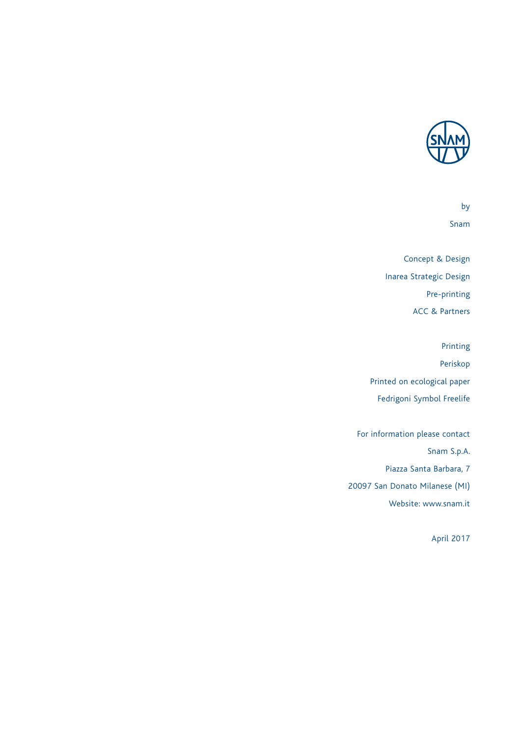by

Snam

Concept & Design

Inarea Strategic Design

Pre-printing

ACC & Partners

Printing

Periskop

Printed on ecological paper

Fedrigoni Symbol Freelife

For information please contact

Snam S.p.A.

Piazza Santa Barbara, 7

20097 San Donato Milanese (MI)

Website: www.snam.it

April 2017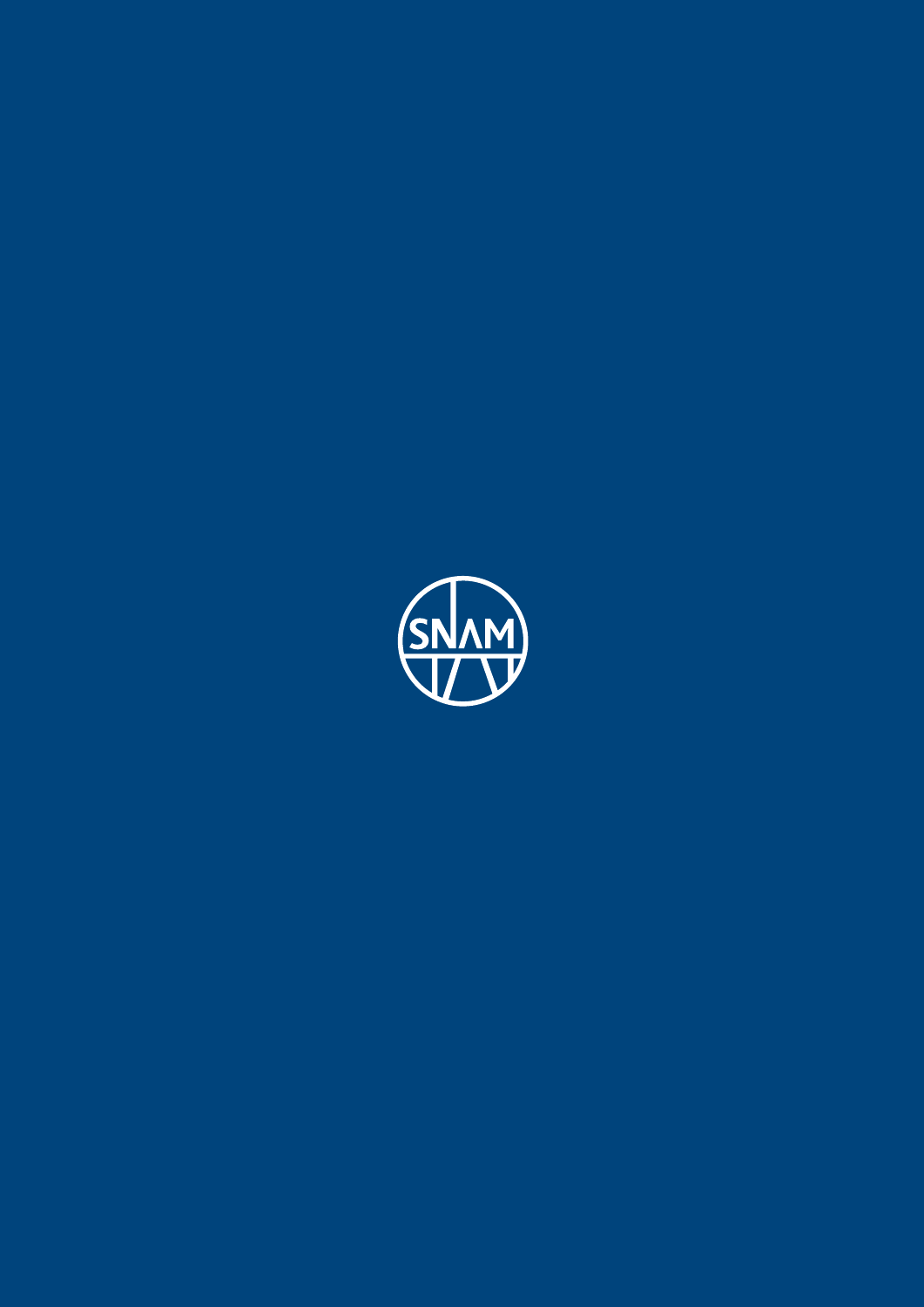SNAM